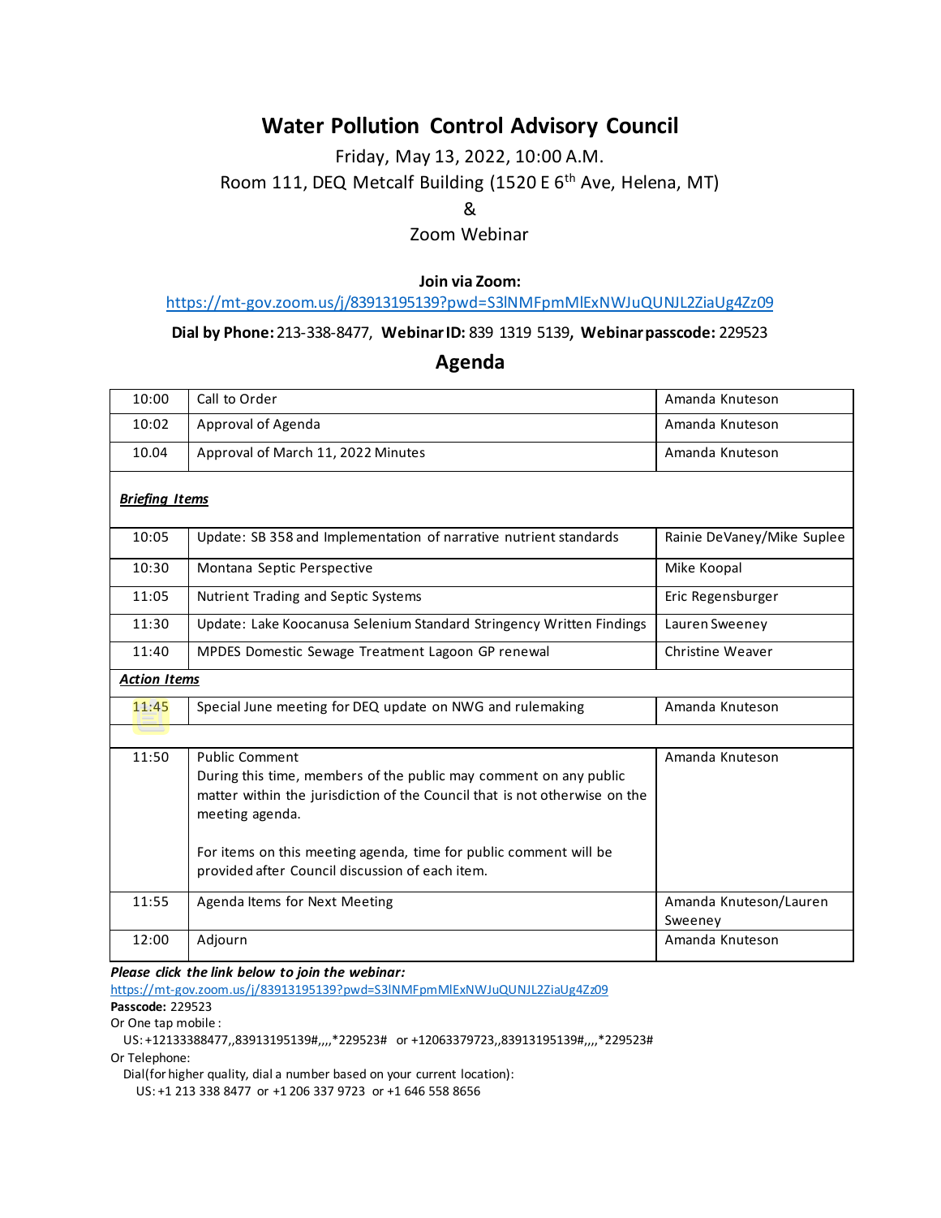# Water Pollution Control Advisory Council

Friday, May 13, 2022, 10:00 A.M.

Room 111, DEQ Metcalf Building (1520 E 6th Ave, Helena, MT)

&

Zoom Webinar

**Join via Zoom:**

https://mt-gov.zoom.us/j/83913195139?pwd=S3lNMFpmMlExNWJuQUNJL2ZiaUg4Zz09

**Dial by Phone:** 213-338-8477, **Webinar ID:** 839 1319 5139, **Webinar passcode:** 229523

## Agenda

| | | |
|---|---|---|
| 10:00 | Call to Order | Amanda Knuteson |
| 10:02 | Approval of Agenda | Amanda Knuteson |
| 10.04 | Approval of March 11, 2022 Minutes | Amanda Knuteson |
| ***Briefing Items*** | | |
| 10:05 | Update: SB 358 and Implementation of narrative nutrient standards | Rainie DeVaney/Mike Suplee |
| 10:30 | Montana Septic Perspective | Mike Koopal |
| 11:05 | Nutrient Trading and Septic Systems | Eric Regensburger |
| 11:30 | Update: Lake Koocanusa Selenium Standard Stringency Written Findings | Lauren Sweeney |
| 11:40 | MPDES Domestic Sewage Treatment Lagoon GP renewal | Christine Weaver |
| ***Action Items*** | | |
| 11:45 | Special June meeting for DEQ update on NWG and rulemaking | Amanda Knuteson |
| | | |
| 11:50 | Public Comment<br>During this time, members of the public may comment on any public matter within the jurisdiction of the Council that is not otherwise on the meeting agenda.<br><br>For items on this meeting agenda, time for public comment will be provided after Council discussion of each item. | Amanda Knuteson |
| 11:55 | Agenda Items for Next Meeting | Amanda Knuteson/Lauren Sweeney |
| 12:00 | Adjourn | Amanda Knuteson |

***Please click the link below to join the webinar:***

https://mt-gov.zoom.us/j/83913195139?pwd=S3lNMFpmMlExNWJuQUNJL2ZiaUg4Zz09

**Passcode:** 229523

Or One tap mobile :

US: +12133388477,,83913195139#,,,,*229523# or +12063379723,,83913195139#,,,,*229523#

Or Telephone:

Dial(for higher quality, dial a number based on your current location):

US: +1 213 338 8477 or +1 206 337 9723 or +1 646 558 8656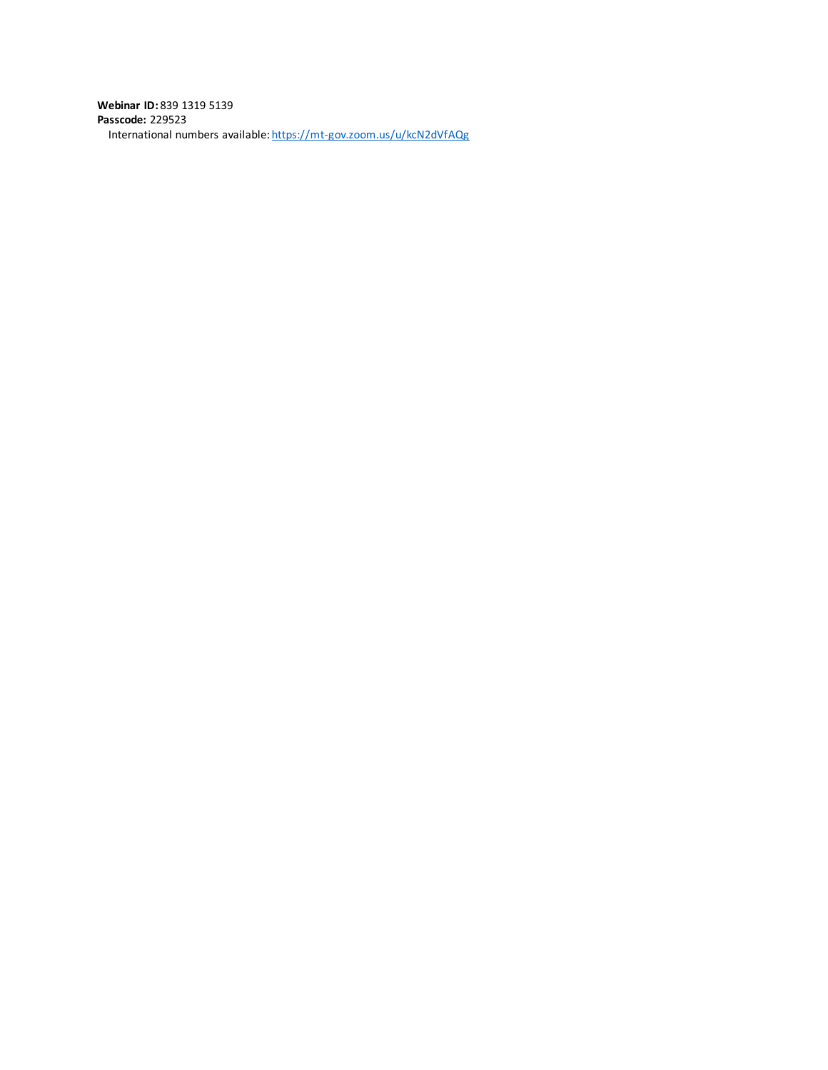**Webinar ID:** 839 1319 5139
**Passcode:** 229523
International numbers available: https://mt-gov.zoom.us/u/kcN2dVfAQg